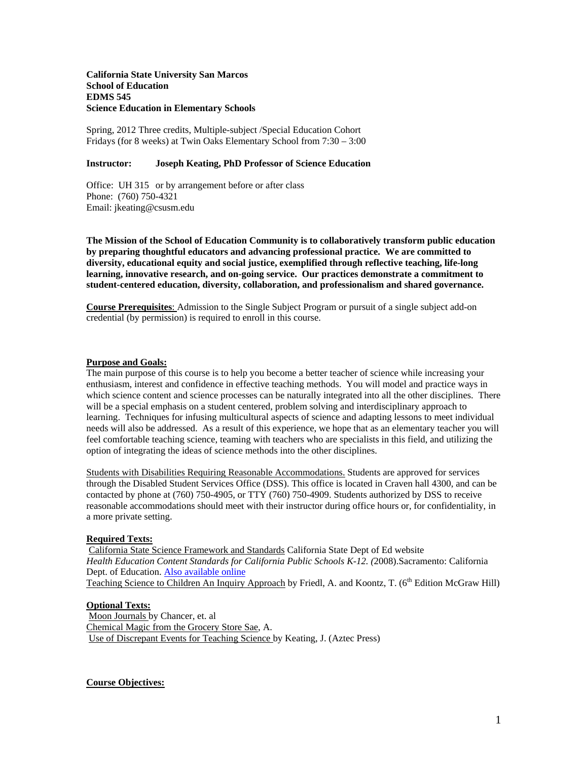**California State University San Marcos**
**School of Education**
**EDMS 545**
**Science Education in Elementary Schools**

Spring, 2012 Three credits, Multiple-subject /Special Education Cohort
Fridays (for 8 weeks) at Twin Oaks Elementary School from 7:30 – 3:00

**Instructor: Joseph Keating, PhD Professor of Science Education**

Office: UH 315 or by arrangement before or after class
Phone: (760) 750-4321
Email: jkeating@csusm.edu

**The Mission of the School of Education Community is to collaboratively transform public education by preparing thoughtful educators and advancing professional practice. We are committed to diversity, educational equity and social justice, exemplified through reflective teaching, life-long learning, innovative research, and on-going service. Our practices demonstrate a commitment to student-centered education, diversity, collaboration, and professionalism and shared governance.**

**Course Prerequisites**: Admission to the Single Subject Program or pursuit of a single subject add-on credential (by permission) is required to enroll in this course.

**Purpose and Goals:**

The main purpose of this course is to help you become a better teacher of science while increasing your enthusiasm, interest and confidence in effective teaching methods. You will model and practice ways in which science content and science processes can be naturally integrated into all the other disciplines. There will be a special emphasis on a student centered, problem solving and interdisciplinary approach to learning. Techniques for infusing multicultural aspects of science and adapting lessons to meet individual needs will also be addressed. As a result of this experience, we hope that as an elementary teacher you will feel comfortable teaching science, teaming with teachers who are specialists in this field, and utilizing the option of integrating the ideas of science methods into the other disciplines.

Students with Disabilities Requiring Reasonable Accommodations. Students are approved for services through the Disabled Student Services Office (DSS). This office is located in Craven hall 4300, and can be contacted by phone at (760) 750-4905, or TTY (760) 750-4909. Students authorized by DSS to receive reasonable accommodations should meet with their instructor during office hours or, for confidentiality, in a more private setting.

**Required Texts:**

California State Science Framework and Standards California State Dept of Ed website
*Health Education Content Standards for California Public Schools K-12. (*2008).Sacramento: California Dept. of Education. Also available online
Teaching Science to Children An Inquiry Approach by Friedl, A. and Koontz, T. (6th Edition McGraw Hill)

**Optional Texts:**

Moon Journals by Chancer, et. al
Chemical Magic from the Grocery Store Sae, A.
Use of Discrepant Events for Teaching Science by Keating, J. (Aztec Press)

**Course Objectives:**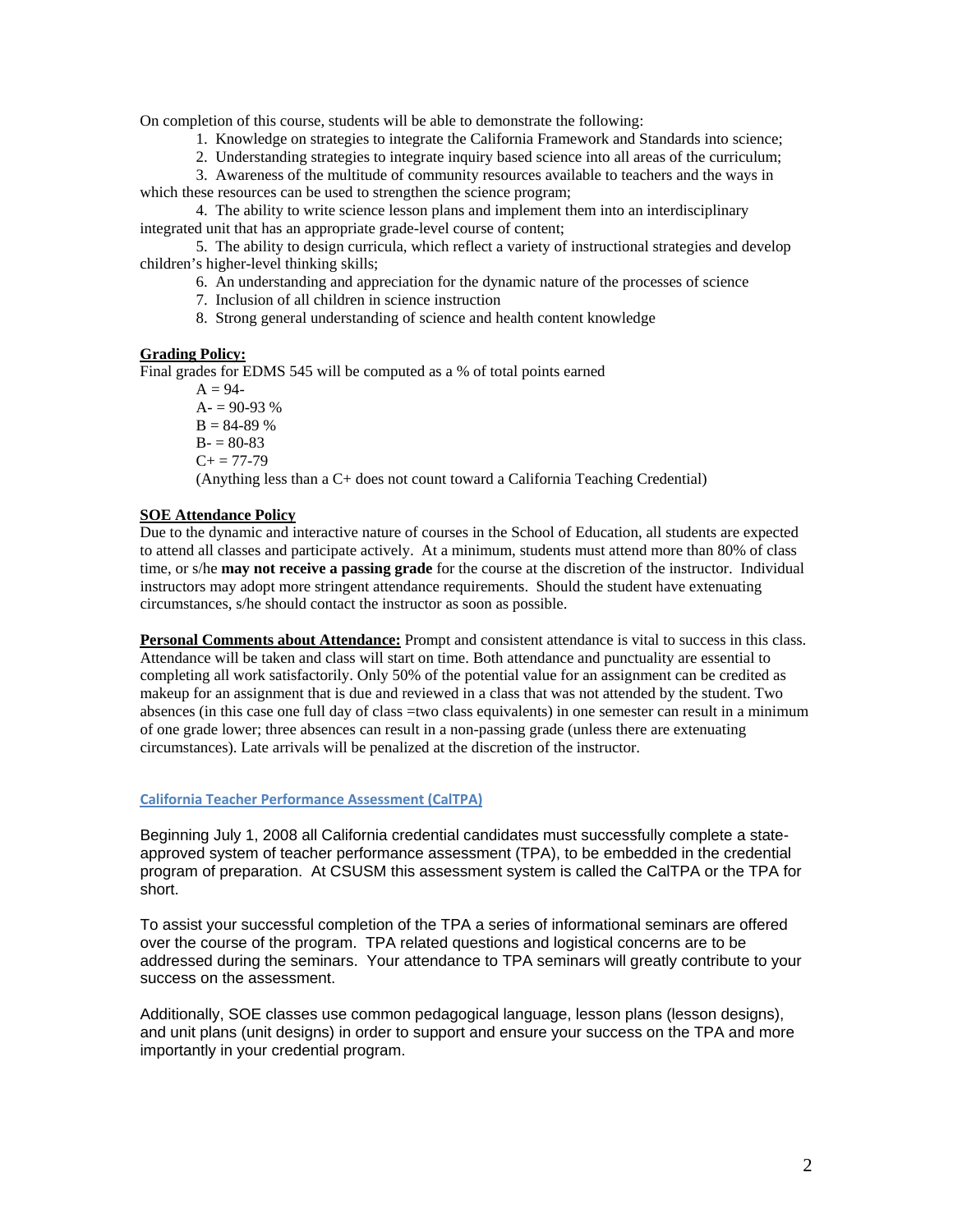On completion of this course, students will be able to demonstrate the following:

1. Knowledge on strategies to integrate the California Framework and Standards into science;
2. Understanding strategies to integrate inquiry based science into all areas of the curriculum;
3. Awareness of the multitude of community resources available to teachers and the ways in which these resources can be used to strengthen the science program;
4. The ability to write science lesson plans and implement them into an interdisciplinary integrated unit that has an appropriate grade-level course of content;
5. The ability to design curricula, which reflect a variety of instructional strategies and develop children's higher-level thinking skills;
6. An understanding and appreciation for the dynamic nature of the processes of science
7. Inclusion of all children in science instruction
8. Strong general understanding of science and health content knowledge

**Grading Policy:**

Final grades for EDMS 545 will be computed as a % of total points earned

A = 94-
A- = 90-93 %
B = 84-89 %
B- = 80-83
C+ = 77-79
(Anything less than a C+ does not count toward a California Teaching Credential)

**SOE Attendance Policy**

Due to the dynamic and interactive nature of courses in the School of Education, all students are expected to attend all classes and participate actively. At a minimum, students must attend more than 80% of class time, or s/he **may not receive a passing grade** for the course at the discretion of the instructor. Individual instructors may adopt more stringent attendance requirements. Should the student have extenuating circumstances, s/he should contact the instructor as soon as possible.

**Personal Comments about Attendance:** Prompt and consistent attendance is vital to success in this class. Attendance will be taken and class will start on time. Both attendance and punctuality are essential to completing all work satisfactorily. Only 50% of the potential value for an assignment can be credited as makeup for an assignment that is due and reviewed in a class that was not attended by the student. Two absences (in this case one full day of class =two class equivalents) in one semester can result in a minimum of one grade lower; three absences can result in a non-passing grade (unless there are extenuating circumstances). Late arrivals will be penalized at the discretion of the instructor.

**California Teacher Performance Assessment (CalTPA)**

Beginning July 1, 2008 all California credential candidates must successfully complete a state-approved system of teacher performance assessment (TPA), to be embedded in the credential program of preparation. At CSUSM this assessment system is called the CalTPA or the TPA for short.

To assist your successful completion of the TPA a series of informational seminars are offered over the course of the program. TPA related questions and logistical concerns are to be addressed during the seminars. Your attendance to TPA seminars will greatly contribute to your success on the assessment.

Additionally, SOE classes use common pedagogical language, lesson plans (lesson designs), and unit plans (unit designs) in order to support and ensure your success on the TPA and more importantly in your credential program.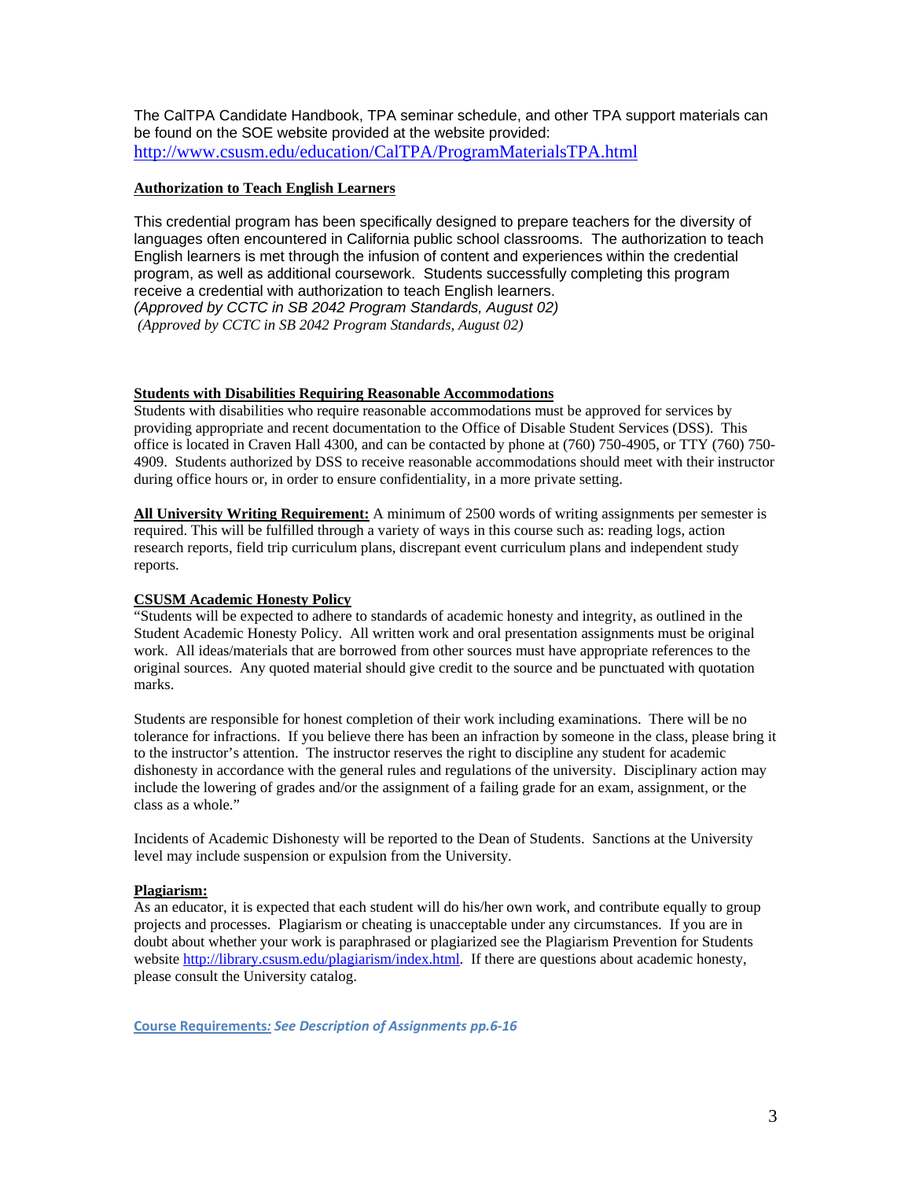The CalTPA Candidate Handbook, TPA seminar schedule, and other TPA support materials can be found on the SOE website provided at the website provided: http://www.csusm.edu/education/CalTPA/ProgramMaterialsTPA.html

**Authorization to Teach English Learners**

This credential program has been specifically designed to prepare teachers for the diversity of languages often encountered in California public school classrooms. The authorization to teach English learners is met through the infusion of content and experiences within the credential program, as well as additional coursework. Students successfully completing this program receive a credential with authorization to teach English learners.
*(Approved by CCTC in SB 2042 Program Standards, August 02)*
*(Approved by CCTC in SB 2042 Program Standards, August 02)*

**Students with Disabilities Requiring Reasonable Accommodations**

Students with disabilities who require reasonable accommodations must be approved for services by providing appropriate and recent documentation to the Office of Disable Student Services (DSS). This office is located in Craven Hall 4300, and can be contacted by phone at (760) 750-4905, or TTY (760) 750-4909. Students authorized by DSS to receive reasonable accommodations should meet with their instructor during office hours or, in order to ensure confidentiality, in a more private setting.

**All University Writing Requirement:** A minimum of 2500 words of writing assignments per semester is required. This will be fulfilled through a variety of ways in this course such as: reading logs, action research reports, field trip curriculum plans, discrepant event curriculum plans and independent study reports.

**CSUSM Academic Honesty Policy**

"Students will be expected to adhere to standards of academic honesty and integrity, as outlined in the Student Academic Honesty Policy. All written work and oral presentation assignments must be original work. All ideas/materials that are borrowed from other sources must have appropriate references to the original sources. Any quoted material should give credit to the source and be punctuated with quotation marks.

Students are responsible for honest completion of their work including examinations. There will be no tolerance for infractions. If you believe there has been an infraction by someone in the class, please bring it to the instructor's attention. The instructor reserves the right to discipline any student for academic dishonesty in accordance with the general rules and regulations of the university. Disciplinary action may include the lowering of grades and/or the assignment of a failing grade for an exam, assignment, or the class as a whole."

Incidents of Academic Dishonesty will be reported to the Dean of Students. Sanctions at the University level may include suspension or expulsion from the University.

**Plagiarism:**

As an educator, it is expected that each student will do his/her own work, and contribute equally to group projects and processes. Plagiarism or cheating is unacceptable under any circumstances. If you are in doubt about whether your work is paraphrased or plagiarized see the Plagiarism Prevention for Students website http://library.csusm.edu/plagiarism/index.html. If there are questions about academic honesty, please consult the University catalog.

**Course Requirements***: See Description of Assignments pp.6-16*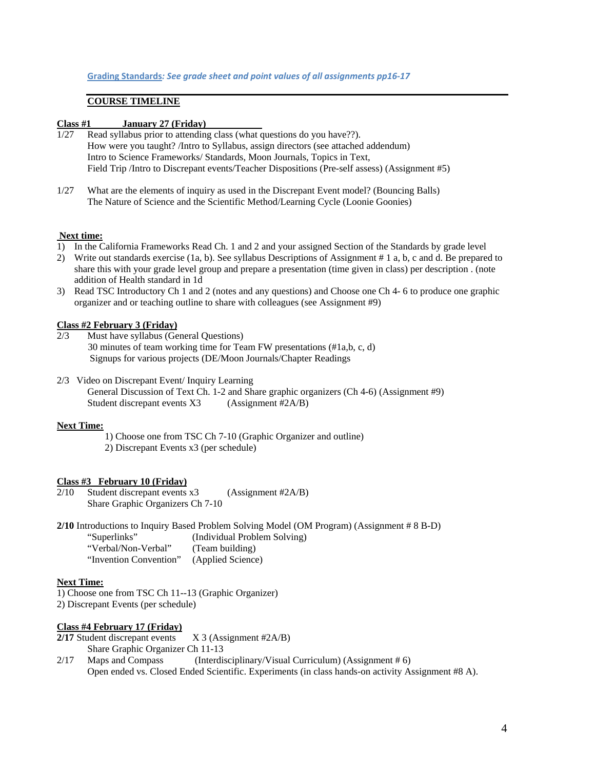*Grading Standards: See grade sheet and point values of all assignments pp16-17*

**COURSE TIMELINE**

**Class #1 January 27 (Friday)**

1/27 Read syllabus prior to attending class (what questions do you have??).
How were you taught? /Intro to Syllabus, assign directors (see attached addendum)
Intro to Science Frameworks/ Standards, Moon Journals, Topics in Text,
Field Trip /Intro to Discrepant events/Teacher Dispositions (Pre-self assess) (Assignment #5)

1/27 What are the elements of inquiry as used in the Discrepant Event model? (Bouncing Balls)
The Nature of Science and the Scientific Method/Learning Cycle (Loonie Goonies)

**Next time:**

1) In the California Frameworks Read Ch. 1 and 2 and your assigned Section of the Standards by grade level
2) Write out standards exercise (1a, b). See syllabus Descriptions of Assignment # 1 a, b, c and d. Be prepared to share this with your grade level group and prepare a presentation (time given in class) per description . (note addition of Health standard in 1d
3) Read TSC Introductory Ch 1 and 2 (notes and any questions) and Choose one Ch 4- 6 to produce one graphic organizer and or teaching outline to share with colleagues (see Assignment #9)

**Class #2 February 3 (Friday)**

2/3 Must have syllabus (General Questions)
30 minutes of team working time for Team FW presentations (#1a,b, c, d)
Signups for various projects (DE/Moon Journals/Chapter Readings

2/3 Video on Discrepant Event/ Inquiry Learning
General Discussion of Text Ch. 1-2 and Share graphic organizers (Ch 4-6) (Assignment #9)
Student discrepant events X3 (Assignment #2A/B)

**Next Time:**

1) Choose one from TSC Ch 7-10 (Graphic Organizer and outline)
2) Discrepant Events x3 (per schedule)

**Class #3 February 10 (Friday)**

2/10 Student discrepant events x3 (Assignment #2A/B)
Share Graphic Organizers Ch 7-10

**2/10** Introductions to Inquiry Based Problem Solving Model (OM Program) (Assignment # 8 B-D)
"Superlinks" (Individual Problem Solving)
"Verbal/Non-Verbal" (Team building)
"Invention Convention" (Applied Science)

**Next Time:**

1) Choose one from TSC Ch 11--13 (Graphic Organizer)
2) Discrepant Events (per schedule)

**Class #4 February 17 (Friday)**

**2/17** Student discrepant events X 3 (Assignment #2A/B)
Share Graphic Organizer Ch 11-13

2/17 Maps and Compass (Interdisciplinary/Visual Curriculum) (Assignment # 6)
Open ended vs. Closed Ended Scientific. Experiments (in class hands-on activity Assignment #8 A).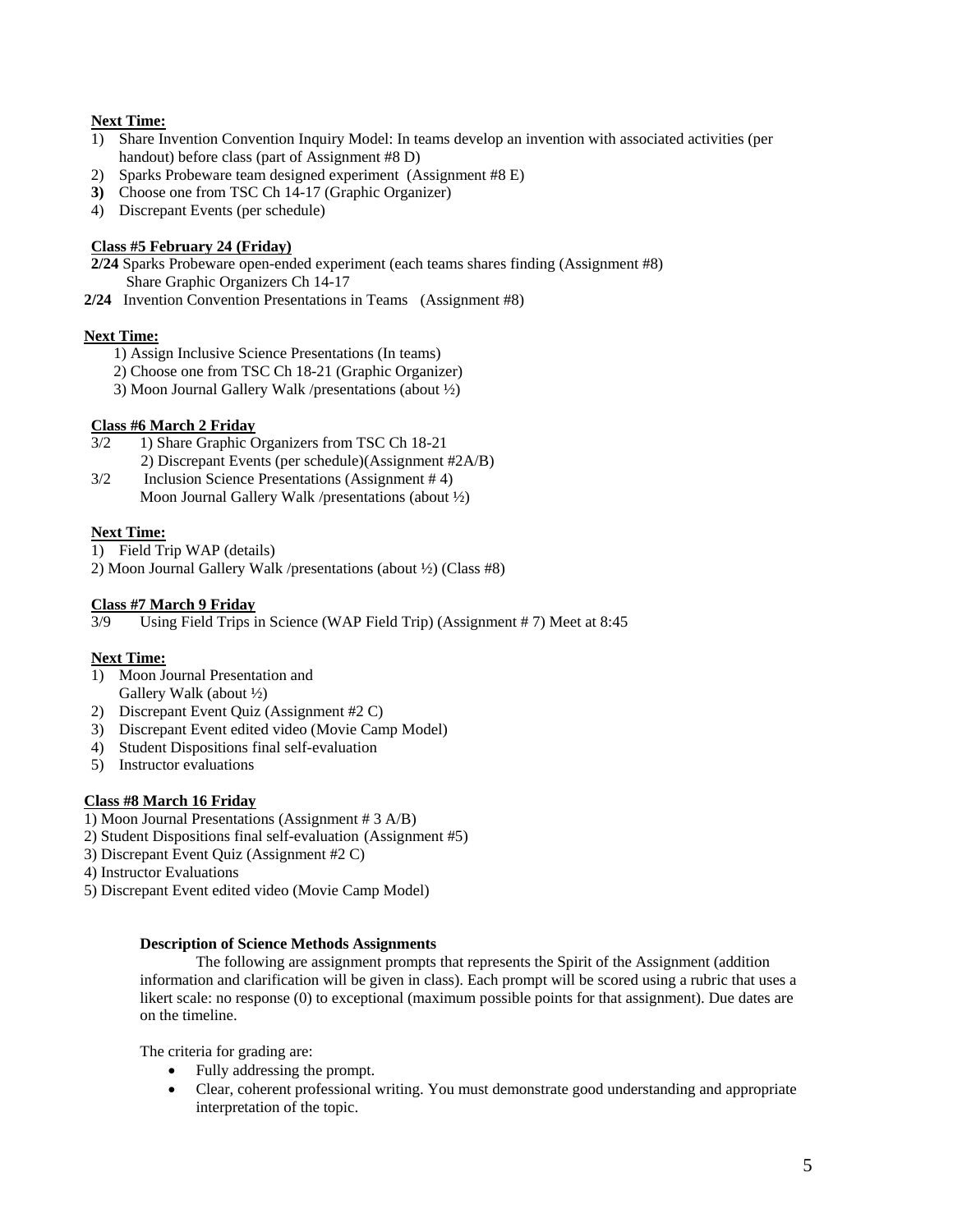**Next Time:**

1) Share Invention Convention Inquiry Model: In teams develop an invention with associated activities (per handout) before class (part of Assignment #8 D)
2) Sparks Probeware team designed experiment (Assignment #8 E)
3) Choose one from TSC Ch 14-17 (Graphic Organizer)
4) Discrepant Events (per schedule)

**Class #5 February 24 (Friday)**

**2/24** Sparks Probeware open-ended experiment (each teams shares finding (Assignment #8)
Share Graphic Organizers Ch 14-17

**2/24** Invention Convention Presentations in Teams (Assignment #8)

**Next Time:**

1) Assign Inclusive Science Presentations (In teams)
2) Choose one from TSC Ch 18-21 (Graphic Organizer)
3) Moon Journal Gallery Walk /presentations (about ½)

**Class #6 March 2 Friday**

3/2 1) Share Graphic Organizers from TSC Ch 18-21
2) Discrepant Events (per schedule)(Assignment #2A/B)

3/2 Inclusion Science Presentations (Assignment # 4)
Moon Journal Gallery Walk /presentations (about ½)

**Next Time:**

1) Field Trip WAP (details)
2) Moon Journal Gallery Walk /presentations (about ½) (Class #8)

**Class #7 March 9 Friday**

3/9 Using Field Trips in Science (WAP Field Trip) (Assignment # 7) Meet at 8:45

**Next Time:**

1) Moon Journal Presentation and Gallery Walk (about ½)
2) Discrepant Event Quiz (Assignment #2 C)
3) Discrepant Event edited video (Movie Camp Model)
4) Student Dispositions final self-evaluation
5) Instructor evaluations

**Class #8 March 16 Friday**

1) Moon Journal Presentations (Assignment # 3 A/B)
2) Student Dispositions final self-evaluation (Assignment #5)
3) Discrepant Event Quiz (Assignment #2 C)
4) Instructor Evaluations
5) Discrepant Event edited video (Movie Camp Model)

**Description of Science Methods Assignments**

The following are assignment prompts that represents the Spirit of the Assignment (addition information and clarification will be given in class). Each prompt will be scored using a rubric that uses a likert scale: no response (0) to exceptional (maximum possible points for that assignment). Due dates are on the timeline.

The criteria for grading are:

- Fully addressing the prompt.
- Clear, coherent professional writing. You must demonstrate good understanding and appropriate interpretation of the topic.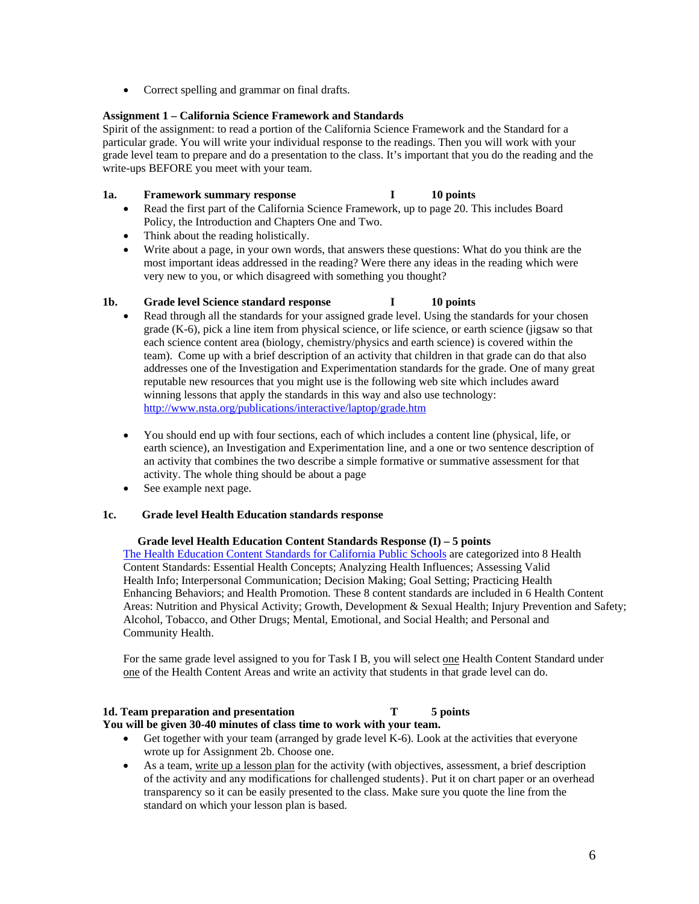- Correct spelling and grammar on final drafts.

**Assignment 1 – California Science Framework and Standards**

Spirit of the assignment: to read a portion of the California Science Framework and the Standard for a particular grade. You will write your individual response to the readings. Then you will work with your grade level team to prepare and do a presentation to the class. It's important that you do the reading and the write-ups BEFORE you meet with your team.

**1a. Framework summary response I 10 points**

- Read the first part of the California Science Framework, up to page 20. This includes Board Policy, the Introduction and Chapters One and Two.
- Think about the reading holistically.
- Write about a page, in your own words, that answers these questions: What do you think are the most important ideas addressed in the reading? Were there any ideas in the reading which were very new to you, or which disagreed with something you thought?

**1b. Grade level Science standard response I 10 points**

- Read through all the standards for your assigned grade level. Using the standards for your chosen grade (K-6), pick a line item from physical science, or life science, or earth science (jigsaw so that each science content area (biology, chemistry/physics and earth science) is covered within the team). Come up with a brief description of an activity that children in that grade can do that also addresses one of the Investigation and Experimentation standards for the grade. One of many great reputable new resources that you might use is the following web site which includes award winning lessons that apply the standards in this way and also use technology: http://www.nsta.org/publications/interactive/laptop/grade.htm
- You should end up with four sections, each of which includes a content line (physical, life, or earth science), an Investigation and Experimentation line, and a one or two sentence description of an activity that combines the two describe a simple formative or summative assessment for that activity. The whole thing should be about a page
- See example next page.

**1c. Grade level Health Education standards response**

**Grade level Health Education Content Standards Response (I) – 5 points**

The Health Education Content Standards for California Public Schools are categorized into 8 Health Content Standards: Essential Health Concepts; Analyzing Health Influences; Assessing Valid Health Info; Interpersonal Communication; Decision Making; Goal Setting; Practicing Health Enhancing Behaviors; and Health Promotion. These 8 content standards are included in 6 Health Content Areas: Nutrition and Physical Activity; Growth, Development & Sexual Health; Injury Prevention and Safety; Alcohol, Tobacco, and Other Drugs; Mental, Emotional, and Social Health; and Personal and Community Health.

For the same grade level assigned to you for Task I B, you will select one Health Content Standard under one of the Health Content Areas and write an activity that students in that grade level can do.

**1d. Team preparation and presentation T 5 points**

**You will be given 30-40 minutes of class time to work with your team.**

- Get together with your team (arranged by grade level K-6). Look at the activities that everyone wrote up for Assignment 2b. Choose one.
- As a team, write up a lesson plan for the activity (with objectives, assessment, a brief description of the activity and any modifications for challenged students}. Put it on chart paper or an overhead transparency so it can be easily presented to the class. Make sure you quote the line from the standard on which your lesson plan is based.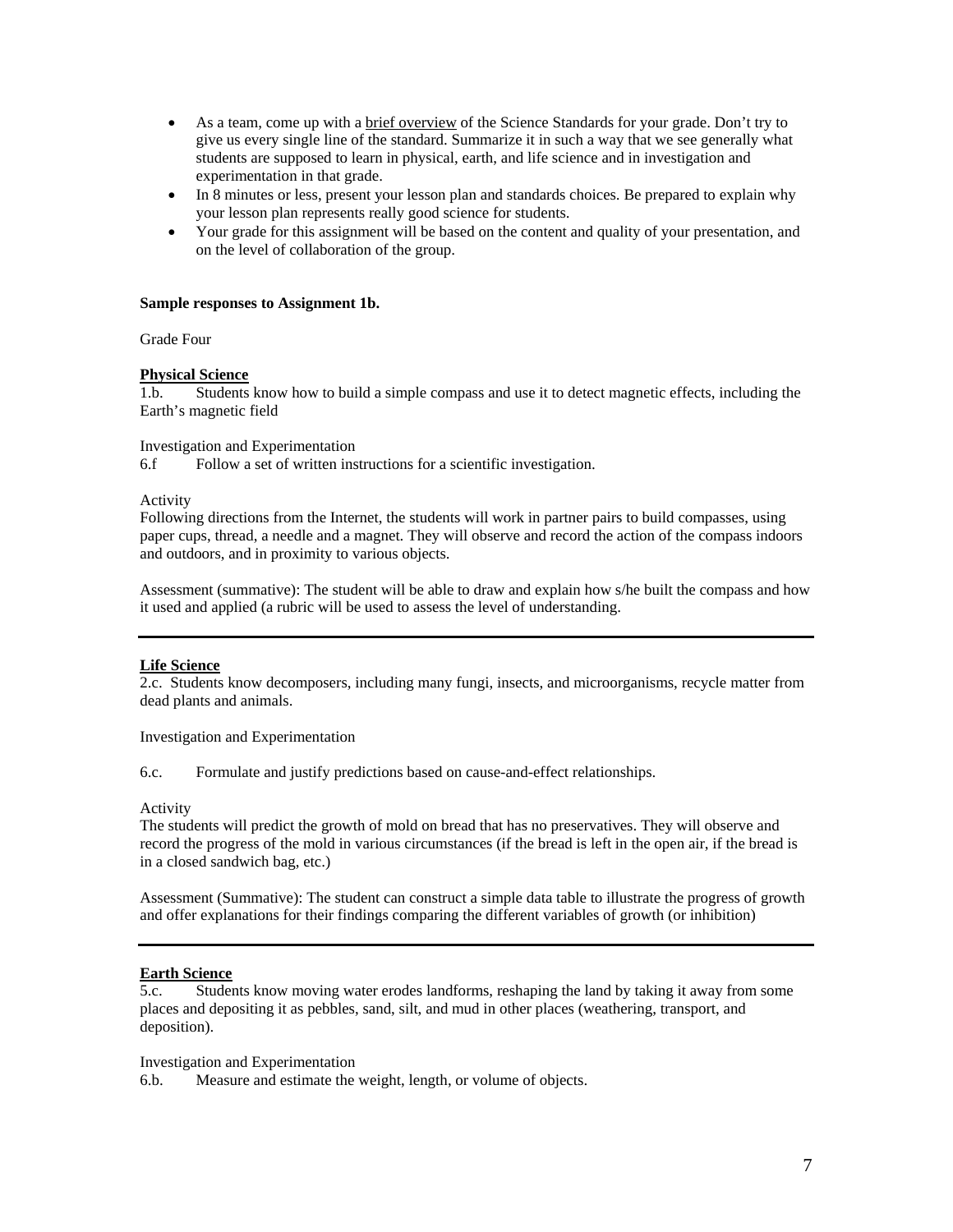- As a team, come up with a brief overview of the Science Standards for your grade. Don't try to give us every single line of the standard. Summarize it in such a way that we see generally what students are supposed to learn in physical, earth, and life science and in investigation and experimentation in that grade.
- In 8 minutes or less, present your lesson plan and standards choices. Be prepared to explain why your lesson plan represents really good science for students.
- Your grade for this assignment will be based on the content and quality of your presentation, and on the level of collaboration of the group.

**Sample responses to Assignment 1b.**

Grade Four

**Physical Science**
1.b. Students know how to build a simple compass and use it to detect magnetic effects, including the Earth's magnetic field

Investigation and Experimentation
6.f Follow a set of written instructions for a scientific investigation.

Activity
Following directions from the Internet, the students will work in partner pairs to build compasses, using paper cups, thread, a needle and a magnet. They will observe and record the action of the compass indoors and outdoors, and in proximity to various objects.

Assessment (summative): The student will be able to draw and explain how s/he built the compass and how it used and applied (a rubric will be used to assess the level of understanding.

---

**Life Science**
2.c. Students know decomposers, including many fungi, insects, and microorganisms, recycle matter from dead plants and animals.

Investigation and Experimentation

6.c. Formulate and justify predictions based on cause-and-effect relationships.

Activity
The students will predict the growth of mold on bread that has no preservatives. They will observe and record the progress of the mold in various circumstances (if the bread is left in the open air, if the bread is in a closed sandwich bag, etc.)

Assessment (Summative): The student can construct a simple data table to illustrate the progress of growth and offer explanations for their findings comparing the different variables of growth (or inhibition)

---

**Earth Science**
5.c. Students know moving water erodes landforms, reshaping the land by taking it away from some places and depositing it as pebbles, sand, silt, and mud in other places (weathering, transport, and deposition).

Investigation and Experimentation
6.b. Measure and estimate the weight, length, or volume of objects.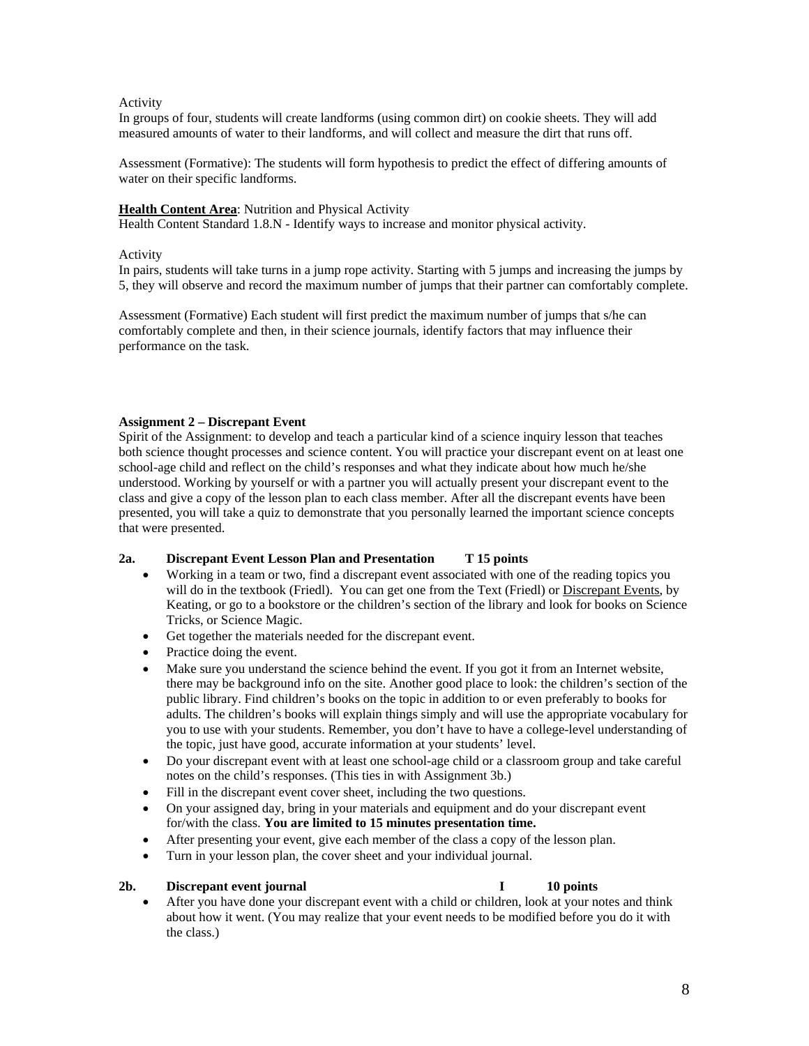Activity
In groups of four, students will create landforms (using common dirt) on cookie sheets. They will add measured amounts of water to their landforms, and will collect and measure the dirt that runs off.

Assessment (Formative): The students will form hypothesis to predict the effect of differing amounts of water on their specific landforms.

**Health Content Area**: Nutrition and Physical Activity
Health Content Standard 1.8.N - Identify ways to increase and monitor physical activity.

Activity
In pairs, students will take turns in a jump rope activity. Starting with 5 jumps and increasing the jumps by 5, they will observe and record the maximum number of jumps that their partner can comfortably complete.

Assessment (Formative) Each student will first predict the maximum number of jumps that s/he can comfortably complete and then, in their science journals, identify factors that may influence their performance on the task.

**Assignment 2 – Discrepant Event**
Spirit of the Assignment: to develop and teach a particular kind of a science inquiry lesson that teaches both science thought processes and science content. You will practice your discrepant event on at least one school-age child and reflect on the child's responses and what they indicate about how much he/she understood. Working by yourself or with a partner you will actually present your discrepant event to the class and give a copy of the lesson plan to each class member. After all the discrepant events have been presented, you will take a quiz to demonstrate that you personally learned the important science concepts that were presented.

**2a. Discrepant Event Lesson Plan and Presentation T 15 points**

- Working in a team or two, find a discrepant event associated with one of the reading topics you will do in the textbook (Friedl). You can get one from the Text (Friedl) or Discrepant Events, by Keating, or go to a bookstore or the children's section of the library and look for books on Science Tricks, or Science Magic.
- Get together the materials needed for the discrepant event.
- Practice doing the event.
- Make sure you understand the science behind the event. If you got it from an Internet website, there may be background info on the site. Another good place to look: the children's section of the public library. Find children's books on the topic in addition to or even preferably to books for adults. The children's books will explain things simply and will use the appropriate vocabulary for you to use with your students. Remember, you don't have to have a college-level understanding of the topic, just have good, accurate information at your students' level.
- Do your discrepant event with at least one school-age child or a classroom group and take careful notes on the child's responses. (This ties in with Assignment 3b.)
- Fill in the discrepant event cover sheet, including the two questions.
- On your assigned day, bring in your materials and equipment and do your discrepant event for/with the class. **You are limited to 15 minutes presentation time.**
- After presenting your event, give each member of the class a copy of the lesson plan.
- Turn in your lesson plan, the cover sheet and your individual journal.

**2b. Discrepant event journal I 10 points**

- After you have done your discrepant event with a child or children, look at your notes and think about how it went. (You may realize that your event needs to be modified before you do it with the class.)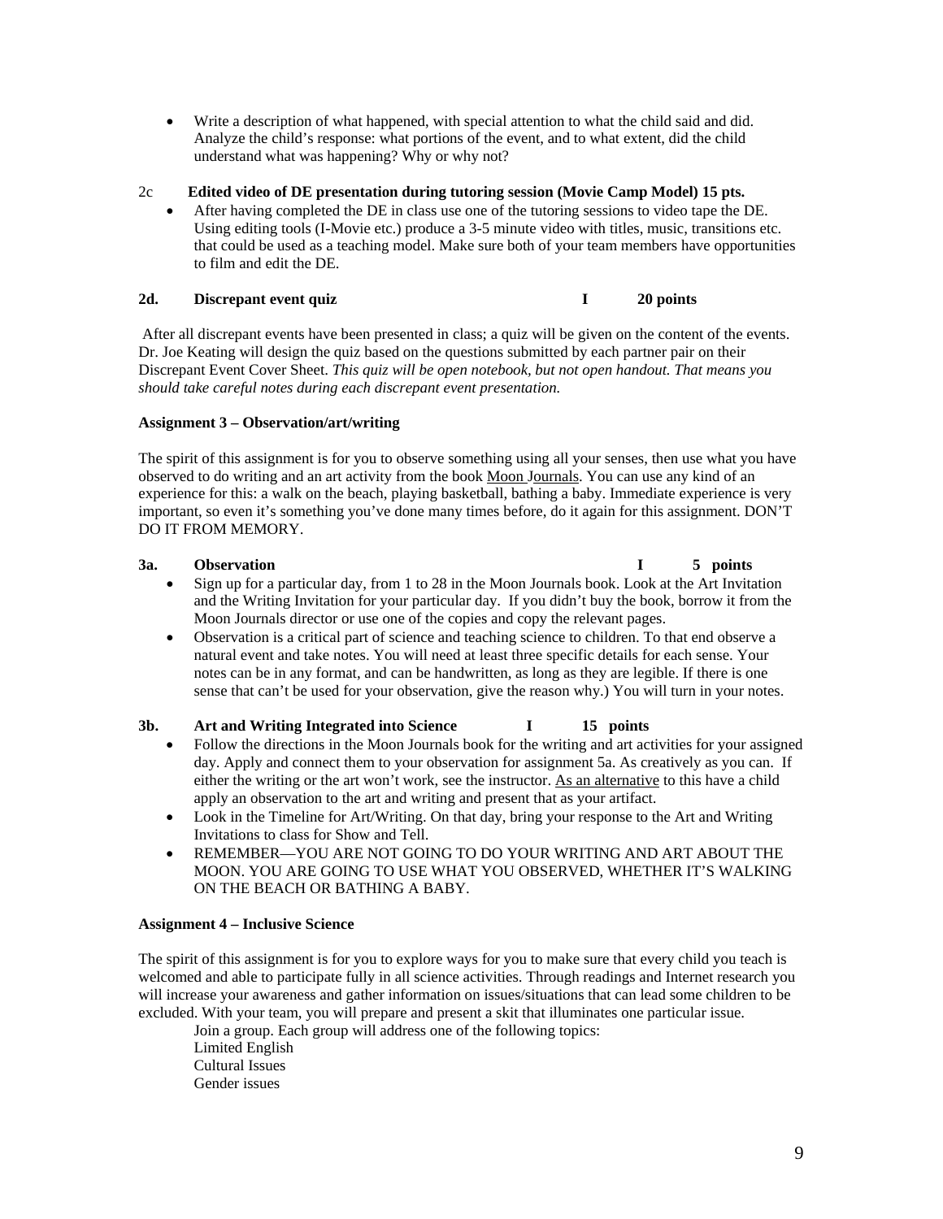- Write a description of what happened, with special attention to what the child said and did. Analyze the child's response: what portions of the event, and to what extent, did the child understand what was happening? Why or why not?

2c **Edited video of DE presentation during tutoring session (Movie Camp Model) 15 pts.**

- After having completed the DE in class use one of the tutoring sessions to video tape the DE. Using editing tools (I-Movie etc.) produce a 3-5 minute video with titles, music, transitions etc. that could be used as a teaching model. Make sure both of your team members have opportunities to film and edit the DE.

**2d. Discrepant event quiz I 20 points**

After all discrepant events have been presented in class; a quiz will be given on the content of the events. Dr. Joe Keating will design the quiz based on the questions submitted by each partner pair on their Discrepant Event Cover Sheet. *This quiz will be open notebook, but not open handout. That means you should take careful notes during each discrepant event presentation.*

**Assignment 3 – Observation/art/writing**

The spirit of this assignment is for you to observe something using all your senses, then use what you have observed to do writing and an art activity from the book Moon Journals. You can use any kind of an experience for this: a walk on the beach, playing basketball, bathing a baby. Immediate experience is very important, so even it's something you've done many times before, do it again for this assignment. DON'T DO IT FROM MEMORY.

**3a. Observation I 5 points**

- Sign up for a particular day, from 1 to 28 in the Moon Journals book. Look at the Art Invitation and the Writing Invitation for your particular day. If you didn't buy the book, borrow it from the Moon Journals director or use one of the copies and copy the relevant pages.
- Observation is a critical part of science and teaching science to children. To that end observe a natural event and take notes. You will need at least three specific details for each sense. Your notes can be in any format, and can be handwritten, as long as they are legible. If there is one sense that can't be used for your observation, give the reason why.) You will turn in your notes.

**3b. Art and Writing Integrated into Science I 15 points**

- Follow the directions in the Moon Journals book for the writing and art activities for your assigned day. Apply and connect them to your observation for assignment 5a. As creatively as you can. If either the writing or the art won't work, see the instructor. As an alternative to this have a child apply an observation to the art and writing and present that as your artifact.
- Look in the Timeline for Art/Writing. On that day, bring your response to the Art and Writing Invitations to class for Show and Tell.
- REMEMBER—YOU ARE NOT GOING TO DO YOUR WRITING AND ART ABOUT THE MOON. YOU ARE GOING TO USE WHAT YOU OBSERVED, WHETHER IT'S WALKING ON THE BEACH OR BATHING A BABY.

**Assignment 4 – Inclusive Science**

The spirit of this assignment is for you to explore ways for you to make sure that every child you teach is welcomed and able to participate fully in all science activities. Through readings and Internet research you will increase your awareness and gather information on issues/situations that can lead some children to be excluded. With your team, you will prepare and present a skit that illuminates one particular issue.

Join a group. Each group will address one of the following topics:
Limited English
Cultural Issues
Gender issues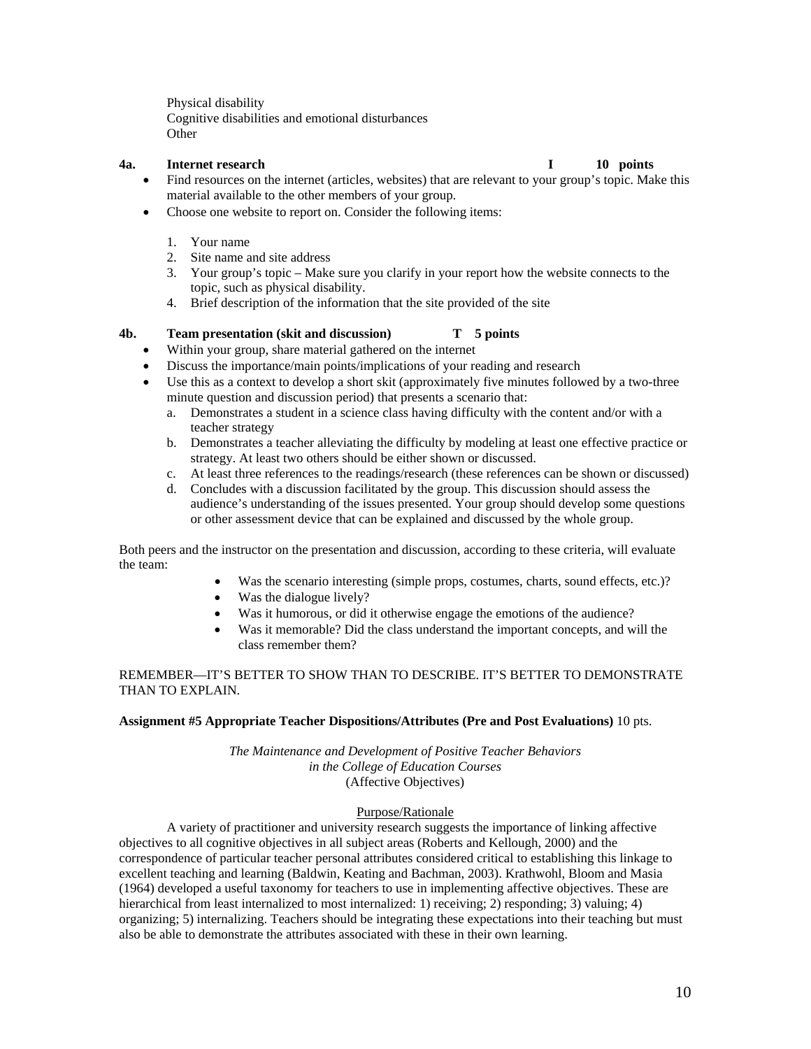Physical disability
Cognitive disabilities and emotional disturbances
Other

**4a. Internet research I 10 points**

- Find resources on the internet (articles, websites) that are relevant to your group's topic. Make this material available to the other members of your group.
- Choose one website to report on. Consider the following items:

1. Your name
2. Site name and site address
3. Your group's topic – Make sure you clarify in your report how the website connects to the topic, such as physical disability.
4. Brief description of the information that the site provided of the site

**4b. Team presentation (skit and discussion) T 5 points**

- Within your group, share material gathered on the internet
- Discuss the importance/main points/implications of your reading and research
- Use this as a context to develop a short skit (approximately five minutes followed by a two-three minute question and discussion period) that presents a scenario that:
  a. Demonstrates a student in a science class having difficulty with the content and/or with a teacher strategy
  b. Demonstrates a teacher alleviating the difficulty by modeling at least one effective practice or strategy. At least two others should be either shown or discussed.
  c. At least three references to the readings/research (these references can be shown or discussed)
  d. Concludes with a discussion facilitated by the group. This discussion should assess the audience's understanding of the issues presented. Your group should develop some questions or other assessment device that can be explained and discussed by the whole group.

Both peers and the instructor on the presentation and discussion, according to these criteria, will evaluate the team:

- Was the scenario interesting (simple props, costumes, charts, sound effects, etc.)?
- Was the dialogue lively?
- Was it humorous, or did it otherwise engage the emotions of the audience?
- Was it memorable? Did the class understand the important concepts, and will the class remember them?

REMEMBER—IT'S BETTER TO SHOW THAN TO DESCRIBE. IT'S BETTER TO DEMONSTRATE THAN TO EXPLAIN.

**Assignment #5 Appropriate Teacher Dispositions/Attributes (Pre and Post Evaluations)** 10 pts.

*The Maintenance and Development of Positive Teacher Behaviors in the College of Education Courses*
(Affective Objectives)

Purpose/Rationale

A variety of practitioner and university research suggests the importance of linking affective objectives to all cognitive objectives in all subject areas (Roberts and Kellough, 2000) and the correspondence of particular teacher personal attributes considered critical to establishing this linkage to excellent teaching and learning (Baldwin, Keating and Bachman, 2003). Krathwohl, Bloom and Masia (1964) developed a useful taxonomy for teachers to use in implementing affective objectives. These are hierarchical from least internalized to most internalized: 1) receiving; 2) responding; 3) valuing; 4) organizing; 5) internalizing. Teachers should be integrating these expectations into their teaching but must also be able to demonstrate the attributes associated with these in their own learning.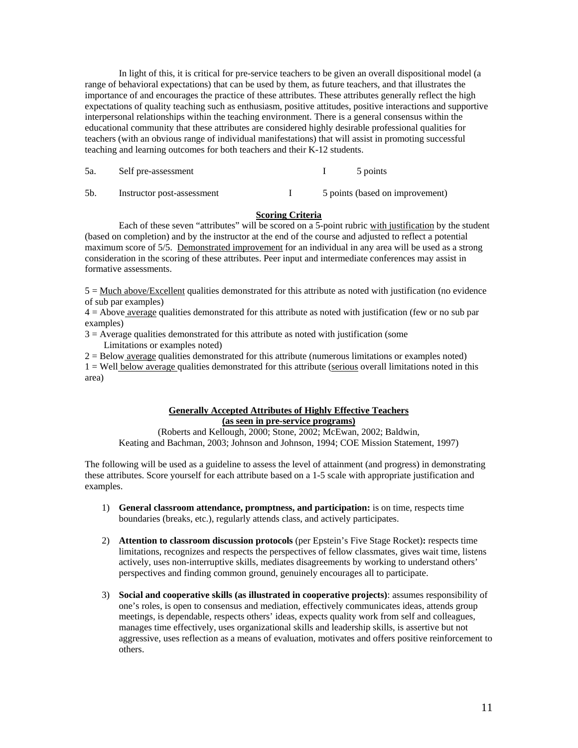In light of this, it is critical for pre-service teachers to be given an overall dispositional model (a range of behavioral expectations) that can be used by them, as future teachers, and that illustrates the importance of and encourages the practice of these attributes. These attributes generally reflect the high expectations of quality teaching such as enthusiasm, positive attitudes, positive interactions and supportive interpersonal relationships within the teaching environment. There is a general consensus within the educational community that these attributes are considered highly desirable professional qualities for teachers (with an obvious range of individual manifestations) that will assist in promoting successful teaching and learning outcomes for both teachers and their K-12 students.

| | | | |
|---|---|---|---|
| 5a. | Self pre-assessment | I | 5 points |
| 5b. | Instructor post-assessment | I | 5 points (based on improvement) |

**Scoring Criteria**

Each of these seven "attributes" will be scored on a 5-point rubric with justification by the student (based on completion) and by the instructor at the end of the course and adjusted to reflect a potential maximum score of 5/5. Demonstrated improvement for an individual in any area will be used as a strong consideration in the scoring of these attributes. Peer input and intermediate conferences may assist in formative assessments.

5 = Much above/Excellent qualities demonstrated for this attribute as noted with justification (no evidence of sub par examples)
4 = Above average qualities demonstrated for this attribute as noted with justification (few or no sub par examples)
3 = Average qualities demonstrated for this attribute as noted with justification (some Limitations or examples noted)
2 = Below average qualities demonstrated for this attribute (numerous limitations or examples noted)
1 = Well below average qualities demonstrated for this attribute (serious overall limitations noted in this area)

**Generally Accepted Attributes of Highly Effective Teachers**
**(as seen in pre-service programs)**

(Roberts and Kellough, 2000; Stone, 2002; McEwan, 2002; Baldwin, Keating and Bachman, 2003; Johnson and Johnson, 1994; COE Mission Statement, 1997)

The following will be used as a guideline to assess the level of attainment (and progress) in demonstrating these attributes. Score yourself for each attribute based on a 1-5 scale with appropriate justification and examples.

1) **General classroom attendance, promptness, and participation:** is on time, respects time boundaries (breaks, etc.), regularly attends class, and actively participates.

2) **Attention to classroom discussion protocols** (per Epstein's Five Stage Rocket)**:** respects time limitations, recognizes and respects the perspectives of fellow classmates, gives wait time, listens actively, uses non-interruptive skills, mediates disagreements by working to understand others' perspectives and finding common ground, genuinely encourages all to participate.

3) **Social and cooperative skills (as illustrated in cooperative projects)**: assumes responsibility of one's roles, is open to consensus and mediation, effectively communicates ideas, attends group meetings, is dependable, respects others' ideas, expects quality work from self and colleagues, manages time effectively, uses organizational skills and leadership skills, is assertive but not aggressive, uses reflection as a means of evaluation, motivates and offers positive reinforcement to others.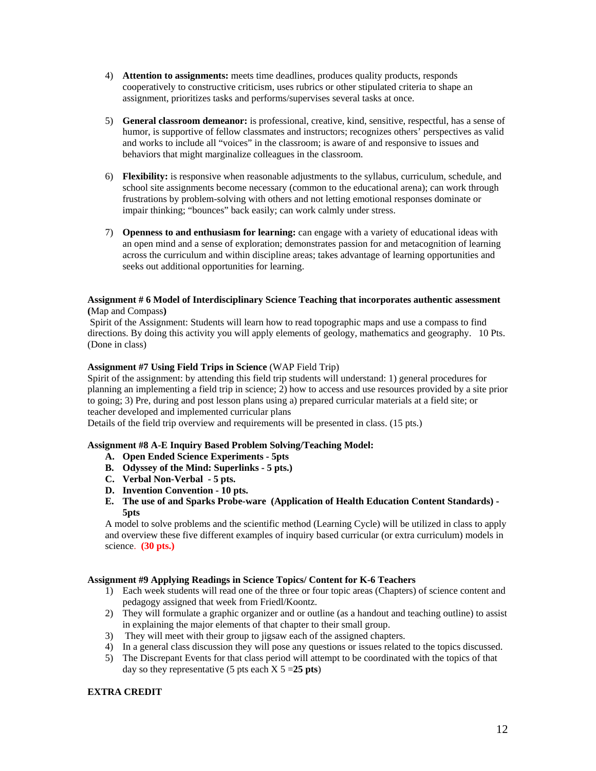4) **Attention to assignments:** meets time deadlines, produces quality products, responds cooperatively to constructive criticism, uses rubrics or other stipulated criteria to shape an assignment, prioritizes tasks and performs/supervises several tasks at once.

5) **General classroom demeanor:** is professional, creative, kind, sensitive, respectful, has a sense of humor, is supportive of fellow classmates and instructors; recognizes others' perspectives as valid and works to include all "voices" in the classroom; is aware of and responsive to issues and behaviors that might marginalize colleagues in the classroom.

6) **Flexibility:** is responsive when reasonable adjustments to the syllabus, curriculum, schedule, and school site assignments become necessary (common to the educational arena); can work through frustrations by problem-solving with others and not letting emotional responses dominate or impair thinking; "bounces" back easily; can work calmly under stress.

7) **Openness to and enthusiasm for learning:** can engage with a variety of educational ideas with an open mind and a sense of exploration; demonstrates passion for and metacognition of learning across the curriculum and within discipline areas; takes advantage of learning opportunities and seeks out additional opportunities for learning.

**Assignment # 6 Model of Interdisciplinary Science Teaching that incorporates authentic assessment (**Map and Compass**)**

Spirit of the Assignment: Students will learn how to read topographic maps and use a compass to find directions. By doing this activity you will apply elements of geology, mathematics and geography. 10 Pts. (Done in class)

**Assignment #7 Using Field Trips in Science** (WAP Field Trip)

Spirit of the assignment: by attending this field trip students will understand: 1) general procedures for planning an implementing a field trip in science; 2) how to access and use resources provided by a site prior to going; 3) Pre, during and post lesson plans using a) prepared curricular materials at a field site; or teacher developed and implemented curricular plans

Details of the field trip overview and requirements will be presented in class. (15 pts.)

**Assignment #8 A-E Inquiry Based Problem Solving/Teaching Model:**

A. **Open Ended Science Experiments - 5pts**
B. **Odyssey of the Mind: Superlinks - 5 pts.)**
C. **Verbal Non-Verbal - 5 pts.**
D. **Invention Convention - 10 pts.**
E. **The use of and Sparks Probe-ware (Application of Health Education Content Standards) - 5pts**

A model to solve problems and the scientific method (Learning Cycle) will be utilized in class to apply and overview these five different examples of inquiry based curricular (or extra curriculum) models in science. **(30 pts.)**

**Assignment #9 Applying Readings in Science Topics/ Content for K-6 Teachers**

1) Each week students will read one of the three or four topic areas (Chapters) of science content and pedagogy assigned that week from Friedl/Koontz.
2) They will formulate a graphic organizer and or outline (as a handout and teaching outline) to assist in explaining the major elements of that chapter to their small group.
3) They will meet with their group to jigsaw each of the assigned chapters.
4) In a general class discussion they will pose any questions or issues related to the topics discussed.
5) The Discrepant Events for that class period will attempt to be coordinated with the topics of that day so they representative (5 pts each X 5 =**25 pts**)

**EXTRA CREDIT**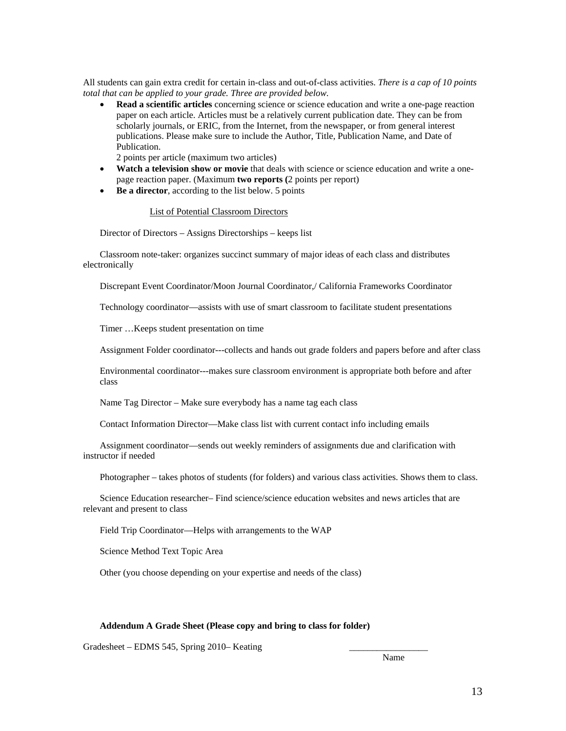All students can gain extra credit for certain in-class and out-of-class activities. *There is a cap of 10 points total that can be applied to your grade. Three are provided below.*

- **Read a scientific articles** concerning science or science education and write a one-page reaction paper on each article. Articles must be a relatively current publication date. They can be from scholarly journals, or ERIC, from the Internet, from the newspaper, or from general interest publications. Please make sure to include the Author, Title, Publication Name, and Date of Publication.
  2 points per article (maximum two articles)
- **Watch a television show or movie** that deals with science or science education and write a one-page reaction paper. (Maximum **two reports (**2 points per report)
- **Be a director**, according to the list below. 5 points

List of Potential Classroom Directors

Director of Directors – Assigns Directorships – keeps list

Classroom note-taker: organizes succinct summary of major ideas of each class and distributes electronically

Discrepant Event Coordinator/Moon Journal Coordinator,/ California Frameworks Coordinator

Technology coordinator—assists with use of smart classroom to facilitate student presentations

Timer …Keeps student presentation on time

Assignment Folder coordinator---collects and hands out grade folders and papers before and after class

Environmental coordinator---makes sure classroom environment is appropriate both before and after class

Name Tag Director – Make sure everybody has a name tag each class

Contact Information Director—Make class list with current contact info including emails

Assignment coordinator—sends out weekly reminders of assignments due and clarification with instructor if needed

Photographer – takes photos of students (for folders) and various class activities. Shows them to class.

Science Education researcher– Find science/science education websites and news articles that are relevant and present to class

Field Trip Coordinator—Helps with arrangements to the WAP

Science Method Text Topic Area

Other (you choose depending on your expertise and needs of the class)

**Addendum A Grade Sheet (Please copy and bring to class for folder)**

Gradesheet – EDMS 545, Spring 2010– Keating

_________________
Name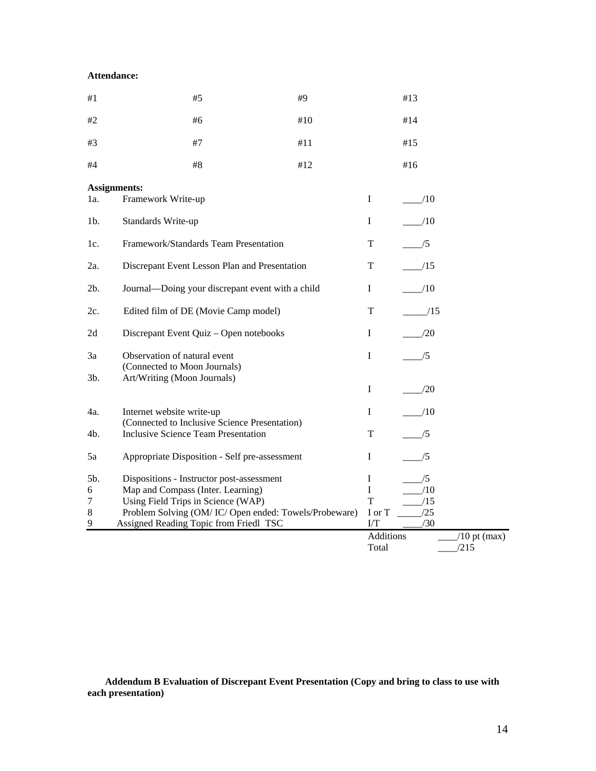**Attendance:**

| | | | |
|---|---|---|---|
| #1 | #5 | #9 | #13 |
| #2 | #6 | #10 | #14 |
| #3 | #7 | #11 | #15 |
| #4 | #8 | #12 | #16 |

**Assignments:**

| | | | | |
|---|---|---|---|---|
| 1a. | Framework Write-up | I | ____/10 | |
| 1b. | Standards Write-up | I | ____/10 | |
| 1c. | Framework/Standards Team Presentation | T | ____/5 | |
| 2a. | Discrepant Event Lesson Plan and Presentation | T | ____/15 | |
| 2b. | Journal—Doing your discrepant event with a child | I | ____/10 | |
| 2c. | Edited film of DE (Movie Camp model) | T | _____/15 | |
| 2d | Discrepant Event Quiz – Open notebooks | I | ____/20 | |
| 3a | Observation of natural event (Connected to Moon Journals) | I | ____/5 | |
| 3b. | Art/Writing (Moon Journals) | I | ____/20 | |
| 4a. | Internet website write-up (Connected to Inclusive Science Presentation) | I | ____/10 | |
| 4b. | Inclusive Science Team Presentation | T | ____/5 | |
| 5a | Appropriate Disposition - Self pre-assessment | I | ____/5 | |
| 5b. | Dispositions - Instructor post-assessment | I | ____/5 | |
| 6 | Map and Compass (Inter. Learning) | I | ____/10 | |
| 7 | Using Field Trips in Science (WAP) | T | ____/15 | |
| 8 | Problem Solving (OM/ IC/ Open ended: Towels/Probeware) | I or T | _____/25 | |
| 9 | Assigned Reading Topic from Friedl TSC | I/T | ____/30 | |
| | | Additions | | ____/10 pt (max) |
| | | Total | | ____/215 |

**Addendum B Evaluation of Discrepant Event Presentation (Copy and bring to class to use with each presentation)**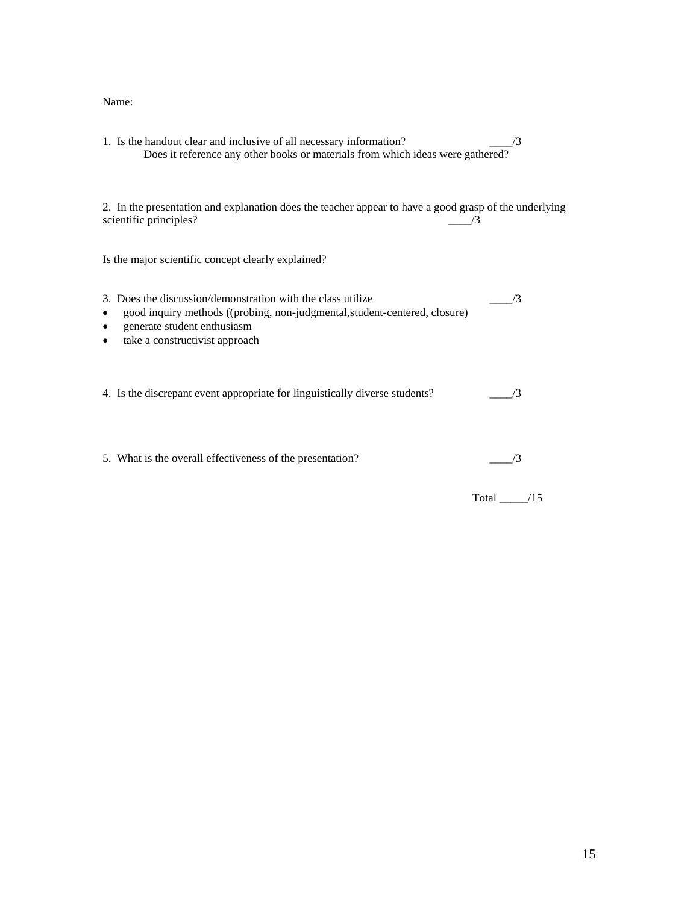Name:

1. Is the handout clear and inclusive of all necessary information? ____/3
   Does it reference any other books or materials from which ideas were gathered?

2. In the presentation and explanation does the teacher appear to have a good grasp of the underlying scientific principles? ____/3

Is the major scientific concept clearly explained?

3. Does the discussion/demonstration with the class utilize ____/3

- good inquiry methods ((probing, non-judgmental,student-centered, closure)
- generate student enthusiasm
- take a constructivist approach

4. Is the discrepant event appropriate for linguistically diverse students? ____/3

5. What is the overall effectiveness of the presentation? ____/3

Total _____/15